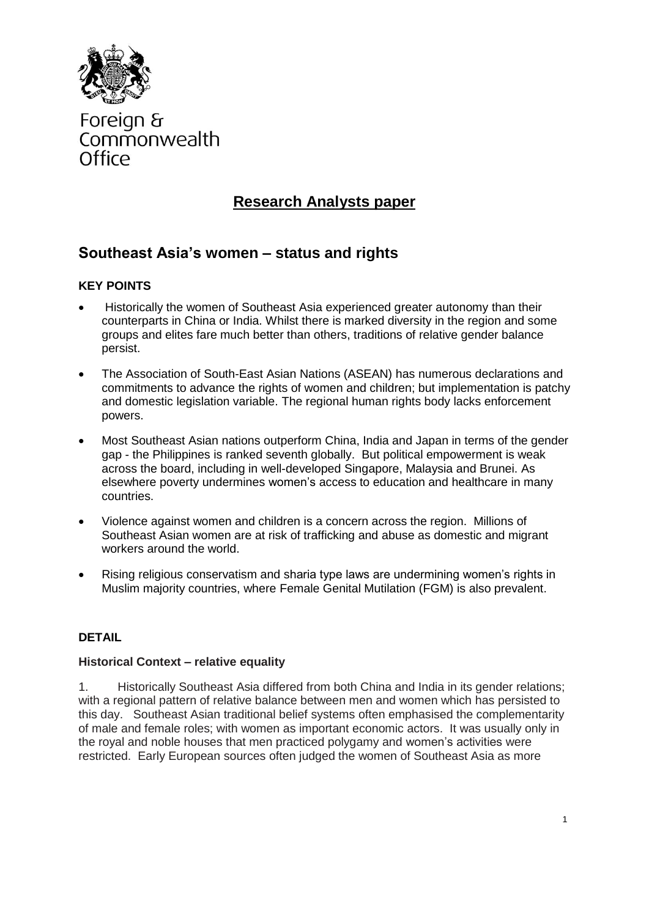Foreign & Commonwealth Office

# Research Analysts paper

## Southeast Asia's women – status and rights

### KEY POINTS

- Historically the women of Southeast Asia experienced greater autonomy than their counterparts in China or India. Whilst there is marked diversity in the region and some groups and elites fare much better than others, traditions of relative gender balance persist.
- The Association of South-East Asian Nations (ASEAN) has numerous declarations and commitments to advance the rights of women and children; but implementation is patchy and domestic legislation variable. The regional human rights body lacks enforcement powers.
- Most Southeast Asian nations outperform China, India and Japan in terms of the gender gap - the Philippines is ranked seventh globally. But political empowerment is weak across the board, including in well-developed Singapore, Malaysia and Brunei. As elsewhere poverty undermines women's access to education and healthcare in many countries.
- Violence against women and children is a concern across the region. Millions of Southeast Asian women are at risk of trafficking and abuse as domestic and migrant workers around the world.
- Rising religious conservatism and sharia type laws are undermining women's rights in Muslim majority countries, where Female Genital Mutilation (FGM) is also prevalent.

### DETAIL

#### Historical Context – relative equality

1. Historically Southeast Asia differed from both China and India in its gender relations; with a regional pattern of relative balance between men and women which has persisted to this day. Southeast Asian traditional belief systems often emphasised the complementarity of male and female roles; with women as important economic actors. It was usually only in the royal and noble houses that men practiced polygamy and women's activities were restricted. Early European sources often judged the women of Southeast Asia as more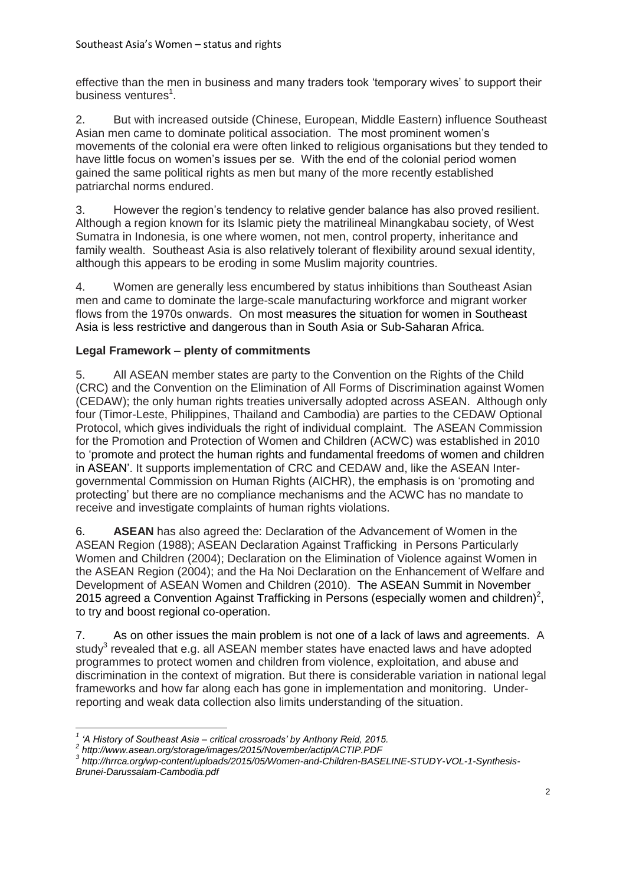effective than the men in business and many traders took 'temporary wives' to support their business ventures[1].

2. But with increased outside (Chinese, European, Middle Eastern) influence Southeast Asian men came to dominate political association. The most prominent women's movements of the colonial era were often linked to religious organisations but they tended to have little focus on women's issues per se. With the end of the colonial period women gained the same political rights as men but many of the more recently established patriarchal norms endured.

3. However the region's tendency to relative gender balance has also proved resilient. Although a region known for its Islamic piety the matrilineal Minangkabau society, of West Sumatra in Indonesia, is one where women, not men, control property, inheritance and family wealth. Southeast Asia is also relatively tolerant of flexibility around sexual identity, although this appears to be eroding in some Muslim majority countries.

4. Women are generally less encumbered by status inhibitions than Southeast Asian men and came to dominate the large-scale manufacturing workforce and migrant worker flows from the 1970s onwards. On most measures the situation for women in Southeast Asia is less restrictive and dangerous than in South Asia or Sub-Saharan Africa.

**Legal Framework – plenty of commitments**

5. All ASEAN member states are party to the Convention on the Rights of the Child (CRC) and the Convention on the Elimination of All Forms of Discrimination against Women (CEDAW); the only human rights treaties universally adopted across ASEAN. Although only four (Timor-Leste, Philippines, Thailand and Cambodia) are parties to the CEDAW Optional Protocol, which gives individuals the right of individual complaint. The ASEAN Commission for the Promotion and Protection of Women and Children (ACWC) was established in 2010 to 'promote and protect the human rights and fundamental freedoms of women and children in ASEAN'. It supports implementation of CRC and CEDAW and, like the ASEAN Inter-governmental Commission on Human Rights (AICHR), the emphasis is on 'promoting and protecting' but there are no compliance mechanisms and the ACWC has no mandate to receive and investigate complaints of human rights violations.

6. **ASEAN** has also agreed the: Declaration of the Advancement of Women in the ASEAN Region (1988); ASEAN Declaration Against Trafficking in Persons Particularly Women and Children (2004); Declaration on the Elimination of Violence against Women in the ASEAN Region (2004); and the Ha Noi Declaration on the Enhancement of Welfare and Development of ASEAN Women and Children (2010). The ASEAN Summit in November 2015 agreed a Convention Against Trafficking in Persons (especially women and children)[2], to try and boost regional co-operation.

7. As on other issues the main problem is not one of a lack of laws and agreements. A study[3] revealed that e.g. all ASEAN member states have enacted laws and have adopted programmes to protect women and children from violence, exploitation, and abuse and discrimination in the context of migration. But there is considerable variation in national legal frameworks and how far along each has gone in implementation and monitoring. Under-reporting and weak data collection also limits understanding of the situation.

---

[1] *'A History of Southeast Asia – critical crossroads' by Anthony Reid, 2015.*

[2] *http://www.asean.org/storage/images/2015/November/actip/ACTIP.PDF*

[3] *http://hrrca.org/wp-content/uploads/2015/05/Women-and-Children-BASELINE-STUDY-VOL-1-Synthesis-Brunei-Darussalam-Cambodia.pdf*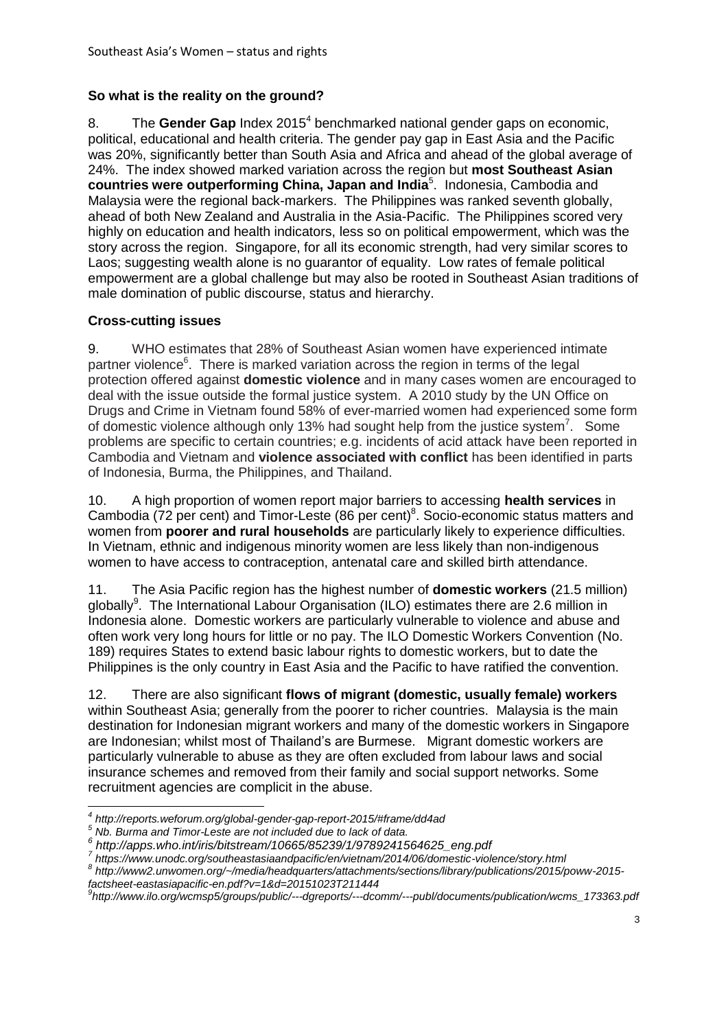## So what is the reality on the ground?

8. The **Gender Gap** Index 2015[4] benchmarked national gender gaps on economic, political, educational and health criteria. The gender pay gap in East Asia and the Pacific was 20%, significantly better than South Asia and Africa and ahead of the global average of 24%. The index showed marked variation across the region but **most Southeast Asian countries were outperforming China, Japan and India**[5]. Indonesia, Cambodia and Malaysia were the regional back-markers. The Philippines was ranked seventh globally, ahead of both New Zealand and Australia in the Asia-Pacific. The Philippines scored very highly on education and health indicators, less so on political empowerment, which was the story across the region. Singapore, for all its economic strength, had very similar scores to Laos; suggesting wealth alone is no guarantor of equality. Low rates of female political empowerment are a global challenge but may also be rooted in Southeast Asian traditions of male domination of public discourse, status and hierarchy.

## Cross-cutting issues

9. WHO estimates that 28% of Southeast Asian women have experienced intimate partner violence[6]. There is marked variation across the region in terms of the legal protection offered against **domestic violence** and in many cases women are encouraged to deal with the issue outside the formal justice system. A 2010 study by the UN Office on Drugs and Crime in Vietnam found 58% of ever-married women had experienced some form of domestic violence although only 13% had sought help from the justice system[7]. Some problems are specific to certain countries; e.g. incidents of acid attack have been reported in Cambodia and Vietnam and **violence associated with conflict** has been identified in parts of Indonesia, Burma, the Philippines, and Thailand.

10. A high proportion of women report major barriers to accessing **health services** in Cambodia (72 per cent) and Timor-Leste (86 per cent)[8]. Socio-economic status matters and women from **poorer and rural households** are particularly likely to experience difficulties. In Vietnam, ethnic and indigenous minority women are less likely than non-indigenous women to have access to contraception, antenatal care and skilled birth attendance.

11. The Asia Pacific region has the highest number of **domestic workers** (21.5 million) globally[9]. The International Labour Organisation (ILO) estimates there are 2.6 million in Indonesia alone. Domestic workers are particularly vulnerable to violence and abuse and often work very long hours for little or no pay. The ILO Domestic Workers Convention (No. 189) requires States to extend basic labour rights to domestic workers, but to date the Philippines is the only country in East Asia and the Pacific to have ratified the convention.

12. There are also significant **flows of migrant (domestic, usually female) workers** within Southeast Asia; generally from the poorer to richer countries. Malaysia is the main destination for Indonesian migrant workers and many of the domestic workers in Singapore are Indonesian; whilst most of Thailand's are Burmese. Migrant domestic workers are particularly vulnerable to abuse as they are often excluded from labour laws and social insurance schemes and removed from their family and social support networks. Some recruitment agencies are complicit in the abuse.

---

*[4] http://reports.weforum.org/global-gender-gap-report-2015/#frame/dd4ad*

*[5] Nb. Burma and Timor-Leste are not included due to lack of data.*

*[6] http://apps.who.int/iris/bitstream/10665/85239/1/9789241564625_eng.pdf*

*[7] https://www.unodc.org/southeastasiaandpacific/en/vietnam/2014/06/domestic-violence/story.html*

*[8] http://www2.unwomen.org/~/media/headquarters/attachments/sections/library/publications/2015/poww-2015-factsheet-eastasiapacific-en.pdf?v=1&d=20151023T211444*

*[9] http://www.ilo.org/wcmsp5/groups/public/---dgreports/---dcomm/---publ/documents/publication/wcms_173363.pdf*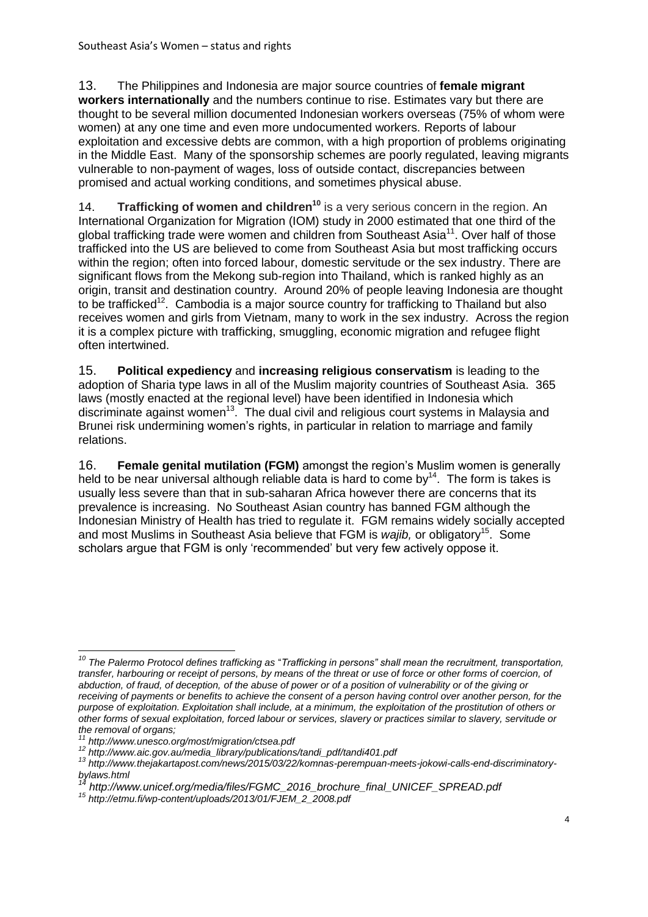13. The Philippines and Indonesia are major source countries of **female migrant workers internationally** and the numbers continue to rise. Estimates vary but there are thought to be several million documented Indonesian workers overseas (75% of whom were women) at any one time and even more undocumented workers. Reports of labour exploitation and excessive debts are common, with a high proportion of problems originating in the Middle East. Many of the sponsorship schemes are poorly regulated, leaving migrants vulnerable to non-payment of wages, loss of outside contact, discrepancies between promised and actual working conditions, and sometimes physical abuse.

14. **Trafficking of women and children**[10] is a very serious concern in the region. An International Organization for Migration (IOM) study in 2000 estimated that one third of the global trafficking trade were women and children from Southeast Asia[11]. Over half of those trafficked into the US are believed to come from Southeast Asia but most trafficking occurs within the region; often into forced labour, domestic servitude or the sex industry. There are significant flows from the Mekong sub-region into Thailand, which is ranked highly as an origin, transit and destination country. Around 20% of people leaving Indonesia are thought to be trafficked[12]. Cambodia is a major source country for trafficking to Thailand but also receives women and girls from Vietnam, many to work in the sex industry. Across the region it is a complex picture with trafficking, smuggling, economic migration and refugee flight often intertwined.

15. **Political expediency** and **increasing religious conservatism** is leading to the adoption of Sharia type laws in all of the Muslim majority countries of Southeast Asia. 365 laws (mostly enacted at the regional level) have been identified in Indonesia which discriminate against women[13]. The dual civil and religious court systems in Malaysia and Brunei risk undermining women's rights, in particular in relation to marriage and family relations.

16. **Female genital mutilation (FGM)** amongst the region's Muslim women is generally held to be near universal although reliable data is hard to come by[14]. The form is takes is usually less severe than that in sub-saharan Africa however there are concerns that its prevalence is increasing. No Southeast Asian country has banned FGM although the Indonesian Ministry of Health has tried to regulate it. FGM remains widely socially accepted and most Muslims in Southeast Asia believe that FGM is *wajib,* or obligatory[15]. Some scholars argue that FGM is only 'recommended' but very few actively oppose it.

---

*[10] The Palermo Protocol defines trafficking as "Trafficking in persons" shall mean the recruitment, transportation, transfer, harbouring or receipt of persons, by means of the threat or use of force or other forms of coercion, of abduction, of fraud, of deception, of the abuse of power or of a position of vulnerability or of the giving or receiving of payments or benefits to achieve the consent of a person having control over another person, for the purpose of exploitation. Exploitation shall include, at a minimum, the exploitation of the prostitution of others or other forms of sexual exploitation, forced labour or services, slavery or practices similar to slavery, servitude or the removal of organs;*

*[11] http://www.unesco.org/most/migration/ctsea.pdf*

*[12] http://www.aic.gov.au/media_library/publications/tandi_pdf/tandi401.pdf*

*[13] http://www.thejakartapost.com/news/2015/03/22/komnas-perempuan-meets-jokowi-calls-end-discriminatory-bylaws.html*

*[14] http://www.unicef.org/media/files/FGMC_2016_brochure_final_UNICEF_SPREAD.pdf*

*[15] http://etmu.fi/wp-content/uploads/2013/01/FJEM_2_2008.pdf*